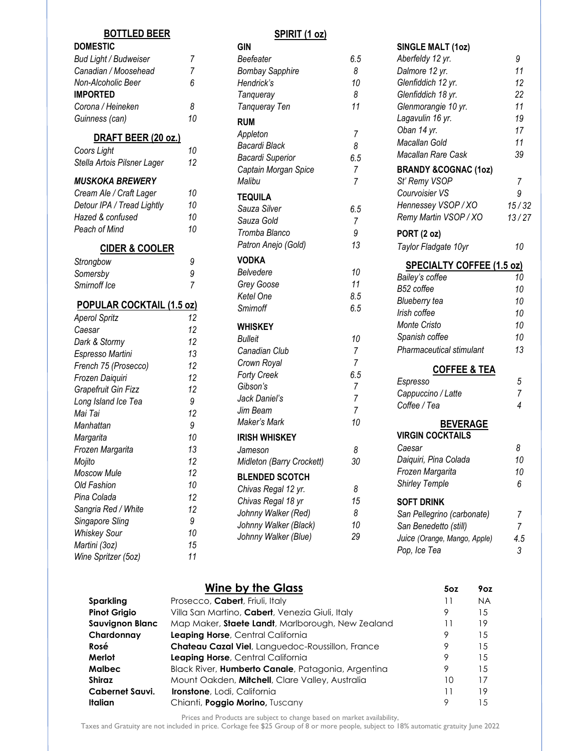## BOTTLED BEER

### DOMESTIC

| | |
|---|---|
| *Bud Light / Budweiser* | 7 |
| *Canadian / Moosehead* | 7 |
| *Non-Alcoholic Beer* | 6 |

### IMPORTED

| | |
|---|---|
| *Corona / Heineken* | 8 |
| *Guinness (can)* | 10 |

## DRAFT BEER (20 oz.)

| | |
|---|---|
| *Coors Light* | 10 |
| *Stella Artois Pilsner Lager* | 12 |

### *MUSKOKA BREWERY*

| | |
|---|---|
| *Cream Ale / Craft Lager* | 10 |
| *Detour IPA / Tread Lightly* | 10 |
| *Hazed & confused* | 10 |
| *Peach of Mind* | 10 |

## CIDER & COOLER

| | |
|---|---|
| *Strongbow* | 9 |
| *Somersby* | 9 |
| *Smirnoff Ice* | 7 |

## POPULAR COCKTAIL (1.5 oz)

| | |
|---|---|
| *Aperol Spritz* | 12 |
| *Caesar* | 12 |
| *Dark & Stormy* | 12 |
| *Espresso Martini* | 13 |
| *French 75 (Prosecco)* | 12 |
| *Frozen Daiquiri* | 12 |
| *Grapefruit Gin Fizz* | 12 |
| *Long Island Ice Tea* | 9 |
| *Mai Tai* | 12 |
| *Manhattan* | 9 |
| *Margarita* | 10 |
| *Frozen Margarita* | 13 |
| *Mojito* | 12 |
| *Moscow Mule* | 12 |
| *Old Fashion* | 10 |
| *Pina Colada* | 12 |
| *Sangria Red / White* | 12 |
| *Singapore Sling* | 9 |
| *Whiskey Sour* | 10 |
| *Martini (3oz)* | 15 |
| *Wine Spritzer (5oz)* | 11 |

## SPIRIT (1 oz)

### GIN

| | |
|---|---|
| *Beefeater* | 6.5 |
| *Bombay Sapphire* | 8 |
| *Hendrick's* | 10 |
| *Tanqueray* | 8 |
| *Tanqueray Ten* | 11 |

### RUM

| | |
|---|---|
| *Appleton* | 7 |
| *Bacardi Black* | 8 |
| *Bacardi Superior* | 6.5 |
| *Captain Morgan Spice* | 7 |
| *Malibu* | 7 |

### TEQUILA

| | |
|---|---|
| *Sauza Silver* | 6.5 |
| *Sauza Gold* | 7 |
| *Tromba Blanco* | 9 |
| *Patron Anejo (Gold)* | 13 |

### VODKA

| | |
|---|---|
| *Belvedere* | 10 |
| *Grey Goose* | 11 |
| *Ketel One* | 8.5 |
| *Smirnoff* | 6.5 |

### WHISKEY

| | |
|---|---|
| *Bulleit* | 10 |
| *Canadian Club* | 7 |
| *Crown Royal* | 7 |
| *Forty Creek* | 6.5 |
| *Gibson's* | 7 |
| *Jack Daniel's* | 7 |
| *Jim Beam* | 7 |
| *Maker's Mark* | 10 |

### IRISH WHISKEY

| | |
|---|---|
| *Jameson* | 8 |
| *Midleton (Barry Crockett)* | 30 |

### BLENDED SCOTCH

| | |
|---|---|
| *Chivas Regal 12 yr.* | 8 |
| *Chivas Regal 18 yr* | 15 |
| *Johnny Walker (Red)* | 8 |
| *Johnny Walker (Black)* | 10 |
| *Johnny Walker (Blue)* | 29 |

### SINGLE MALT (1oz)

| | |
|---|---|
| *Aberfeldy 12 yr.* | 9 |
| *Dalmore 12 yr.* | 11 |
| *Glenfiddich 12 yr.* | 12 |
| *Glenfiddich 18 yr.* | 22 |
| *Glenmorangie 10 yr.* | 11 |
| *Lagavulin 16 yr.* | 19 |
| *Oban 14 yr.* | 17 |
| *Macallan Gold* | 11 |
| *Macallan Rare Cask* | 39 |

### BRANDY &COGNAC (1oz)

| | |
|---|---|
| *St' Remy VSOP* | 7 |
| *Courvoisier VS* | 9 |
| *Hennessey VSOP / XO* | 15 / 32 |
| *Remy Martin VSOP / XO* | 13 / 27 |

### PORT (2 oz)

| | |
|---|---|
| *Taylor Fladgate 10yr* | 10 |

## SPECIALTY COFFEE (1.5 oz)

| | |
|---|---|
| *Bailey's coffee* | 10 |
| *B52 coffee* | 10 |
| *Blueberry tea* | 10 |
| *Irish coffee* | 10 |
| *Monte Cristo* | 10 |
| *Spanish coffee* | 10 |
| *Pharmaceutical stimulant* | 13 |

## COFFEE & TEA

| | |
|---|---|
| *Espresso* | 5 |
| *Cappuccino / Latte* | 7 |
| *Coffee / Tea* | 4 |

## BEVERAGE

### VIRGIN COCKTAILS

| | |
|---|---|
| *Caesar* | 8 |
| *Daiquiri, Pina Colada* | 10 |
| *Frozen Margarita* | 10 |
| *Shirley Temple* | 6 |

### SOFT DRINK

| | |
|---|---|
| *San Pellegrino (carbonate)* | 7 |
| *San Benedetto (still)* | 7 |
| *Juice (Orange, Mango, Apple)* | 4.5 |
| *Pop, Ice Tea* | 3 |

## Wine by the Glass

| | | 5oz | 9oz |
|---|---|---|---|
| **Sparkling** | Prosecco, **Cabert**, Friuli, Italy | 11 | NA |
| **Pinot Grigio** | Villa San Martino, **Cabert**, Venezia Giuli, Italy | 9 | 15 |
| **Sauvignon Blanc** | Map Maker, **Staete Landt**, Marlborough, New Zealand | 11 | 19 |
| **Chardonnay** | **Leaping Horse**, Central California | 9 | 15 |
| **Rosé** | **Chateau Cazal Viel**, Languedoc-Roussillon, France | 9 | 15 |
| **Merlot** | **Leaping Horse**, Central California | 9 | 15 |
| **Malbec** | Black River, **Humberto Canale**, Patagonia, Argentina | 9 | 15 |
| **Shiraz** | Mount Oakden, **Mitchell**, Clare Valley, Australia | 10 | 17 |
| **Cabernet Sauvi.** | **Ironstone**, Lodi, California | 11 | 19 |
| **Italian** | Chianti, **Poggio Morino,** Tuscany | 9 | 15 |

Prices and Products are subject to change based on market availability,
Taxes and Gratuity are not included in price. Corkage fee $25 Group of 8 or more people, subject to 18% automatic gratuity June 2022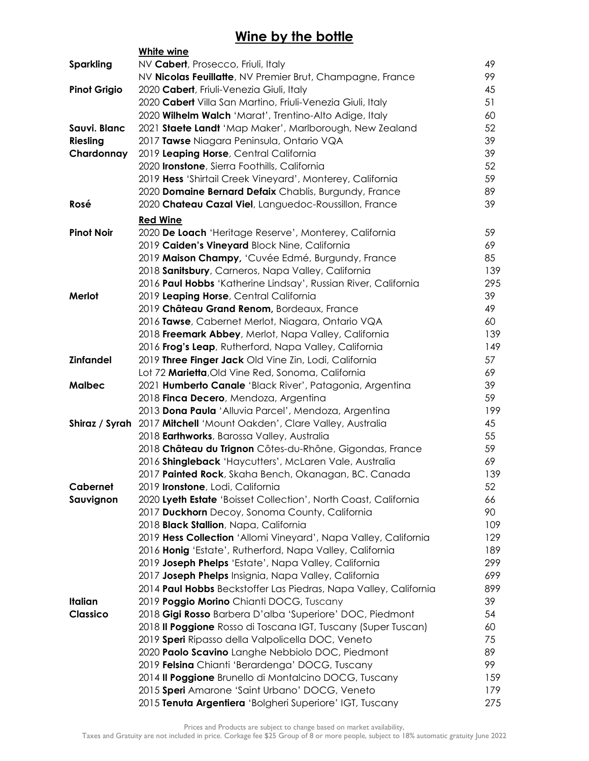# Wine by the bottle

| | | |
|---|---|---|
| | **White wine** | |
| **Sparkling** | NV **Cabert**, Prosecco, Friuli, Italy | 49 |
| | NV **Nicolas Feuillatte**, NV Premier Brut, Champagne, France | 99 |
| **Pinot Grigio** | 2020 **Cabert**, Friuli-Venezia Giuli, Italy | 45 |
| | 2020 **Cabert** Villa San Martino, Friuli-Venezia Giuli, Italy | 51 |
| | 2020 **Wilhelm Walch** 'Marat', Trentino-Alto Adige, Italy | 60 |
| **Sauvi. Blanc** | 2021 **Staete Landt** 'Map Maker', Marlborough, New Zealand | 52 |
| **Riesling** | 2017 **Tawse** Niagara Peninsula, Ontario VQA | 39 |
| **Chardonnay** | 2019 **Leaping Horse**, Central California | 39 |
| | 2020 **Ironstone**, Sierra Foothills, California | 52 |
| | 2019 **Hess** 'Shirtail Creek Vineyard', Monterey, California | 59 |
| | 2020 **Domaine Bernard Defaix** Chablis, Burgundy, France | 89 |
| **Rosé** | 2020 **Chateau Cazal Viel**, Languedoc-Roussillon, France | 39 |
| | **Red Wine** | |
| **Pinot Noir** | 2020 **De Loach** 'Heritage Reserve', Monterey, California | 59 |
| | 2019 **Caiden's Vineyard** Block Nine, California | 69 |
| | 2019 **Maison Champy,** 'Cuvée Edmé, Burgundy, France | 85 |
| | 2018 **Sanitsbury**, Carneros, Napa Valley, California | 139 |
| | 2016 **Paul Hobbs** 'Katherine Lindsay', Russian River, California | 295 |
| **Merlot** | 2019 **Leaping Horse**, Central California | 39 |
| | 2019 **Château Grand Renom,** Bordeaux, France | 49 |
| | 2016 **Tawse**, Cabernet Merlot, Niagara, Ontario VQA | 60 |
| | 2018 **Freemark Abbey**, Merlot, Napa Valley, California | 139 |
| | 2016 **Frog's Leap**, Rutherford, Napa Valley, California | 149 |
| **Zinfandel** | 2019 **Three Finger Jack** Old Vine Zin, Lodi, California | 57 |
| | Lot 72 **Marietta**,Old Vine Red, Sonoma, California | 69 |
| **Malbec** | 2021 **Humberto Canale** 'Black River', Patagonia, Argentina | 39 |
| | 2018 **Finca Decero**, Mendoza, Argentina | 59 |
| | 2013 **Dona Paula** 'Alluvia Parcel', Mendoza, Argentina | 199 |
| **Shiraz / Syrah** | 2017 **Mitchell** 'Mount Oakden', Clare Valley, Australia | 45 |
| | 2018 **Earthworks**, Barossa Valley, Australia | 55 |
| | 2018 **Château du Trignon** Côtes-du-Rhône, Gigondas, France | 59 |
| | 2016 **Shingleback** 'Haycutters', McLaren Vale, Australia | 69 |
| | 2017 **Painted Rock**, Skaha Bench, Okanagan, BC. Canada | 139 |
| **Cabernet** | 2019 **Ironstone**, Lodi, California | 52 |
| **Sauvignon** | 2020 **Lyeth Estate** 'Boisset Collection', North Coast, California | 66 |
| | 2017 **Duckhorn** Decoy, Sonoma County, California | 90 |
| | 2018 **Black Stallion**, Napa, California | 109 |
| | 2019 **Hess Collection** 'Allomi Vineyard', Napa Valley, California | 129 |
| | 2016 **Honig** 'Estate', Rutherford, Napa Valley, California | 189 |
| | 2019 **Joseph Phelps** 'Estate', Napa Valley, California | 299 |
| | 2017 **Joseph Phelps** Insignia, Napa Valley, California | 699 |
| | 2014 **Paul Hobbs** Beckstoffer Las Piedras, Napa Valley, California | 899 |
| **Italian** | 2019 **Poggio Morino** Chianti DOCG, Tuscany | 39 |
| **Classico** | 2018 **Gigi Rosso** Barbera D'alba 'Superiore' DOC, Piedmont | 54 |
| | 2018 **Il Poggione** Rosso di Toscana IGT, Tuscany (Super Tuscan) | 60 |
| | 2019 **Speri** Ripasso della Valpolicella DOC, Veneto | 75 |
| | 2020 **Paolo Scavino** Langhe Nebbiolo DOC, Piedmont | 89 |
| | 2019 **Felsina** Chianti 'Berardenga' DOCG, Tuscany | 99 |
| | 2014 **Il Poggione** Brunello di Montalcino DOCG, Tuscany | 159 |
| | 2015 **Speri** Amarone 'Saint Urbano' DOCG, Veneto | 179 |
| | 2015 **Tenuta Argentiera** 'Bolgheri Superiore' IGT, Tuscany | 275 |

Prices and Products are subject to change based on market availability,
Taxes and Gratuity are not included in price. Corkage fee $25 Group of 8 or more people, subject to 18% automatic gratuity June 2022